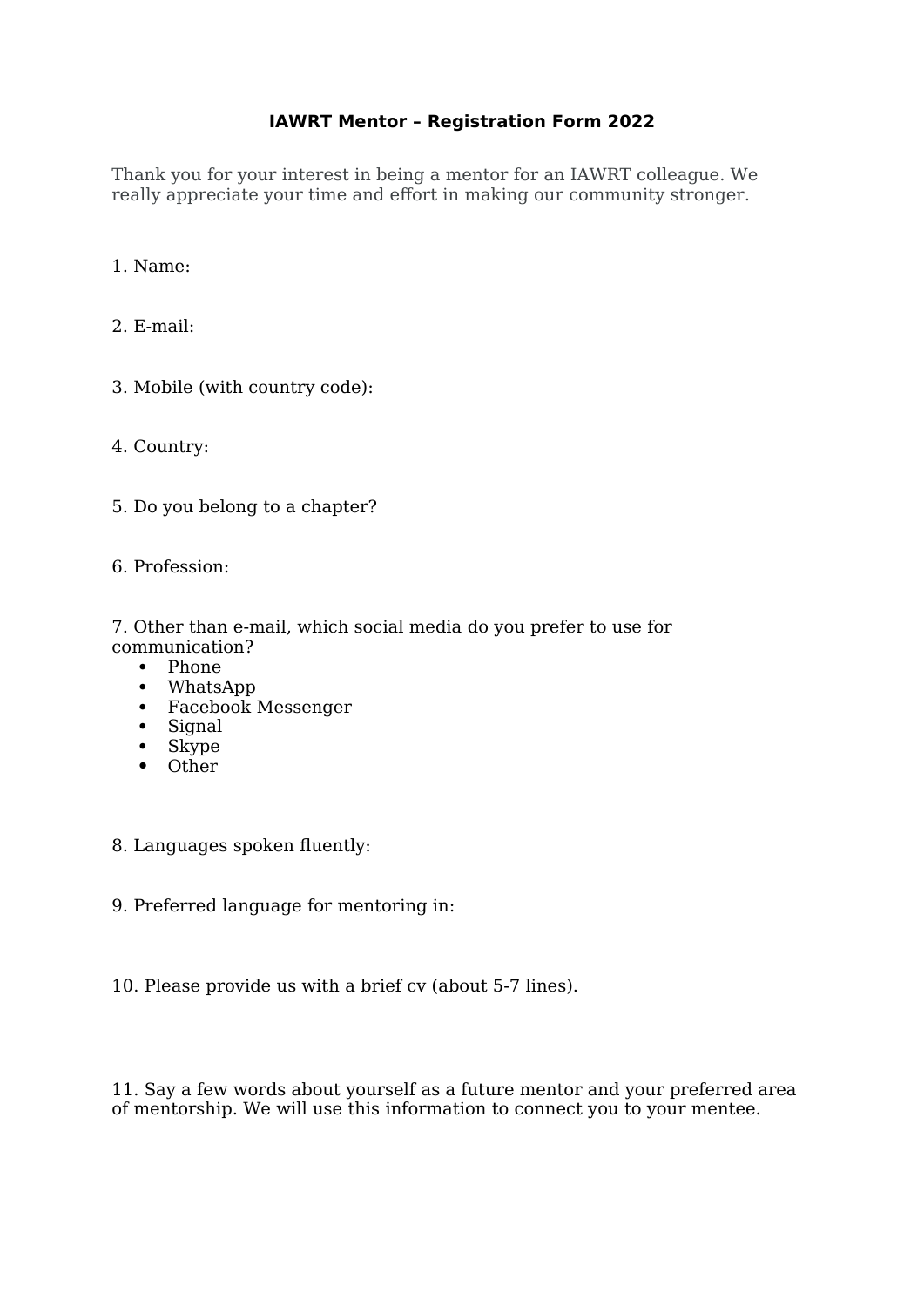# IAWRT Mentor – Registration Form 2022

Thank you for your interest in being a mentor for an IAWRT colleague. We really appreciate your time and effort in making our community stronger.

1. Name:

2. E-mail:

3. Mobile (with country code):

4. Country:

5. Do you belong to a chapter?

6. Profession:

7. Other than e-mail, which social media do you prefer to use for communication?
   - Phone
   - WhatsApp
   - Facebook Messenger
   - Signal
   - Skype
   - Other

8. Languages spoken fluently:

9. Preferred language for mentoring in:

10. Please provide us with a brief cv (about 5-7 lines).

11. Say a few words about yourself as a future mentor and your preferred area of mentorship. We will use this information to connect you to your mentee.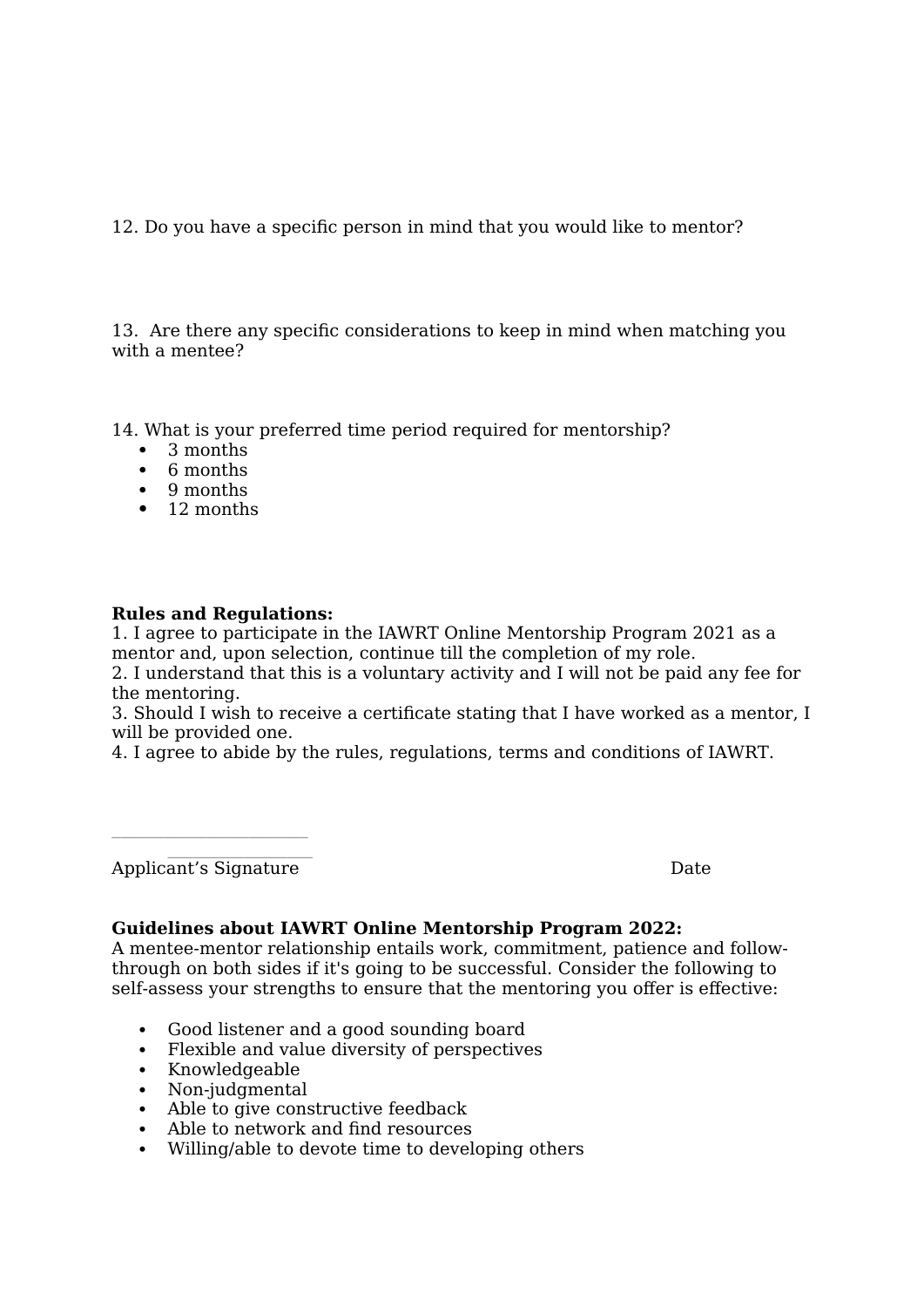12. Do you have a specific person in mind that you would like to mentor?

13. Are there any specific considerations to keep in mind when matching you with a mentee?

14. What is your preferred time period required for mentorship?

- 3 months
- 6 months
- 9 months
- 12 months

**Rules and Regulations:**

1. I agree to participate in the IAWRT Online Mentorship Program 2021 as a mentor and, upon selection, continue till the completion of my role.
2. I understand that this is a voluntary activity and I will not be paid any fee for the mentoring.
3. Should I wish to receive a certificate stating that I have worked as a mentor, I will be provided one.
4. I agree to abide by the rules, regulations, terms and conditions of IAWRT.

\_\_\_\_\_\_\_\_\_\_\_\_\_\_\_\_\_\_\_\_\_\_\_\_ \_\_\_\_\_\_\_\_\_\_\_\_\_\_\_\_\_\_

Applicant's Signature Date

**Guidelines about IAWRT Online Mentorship Program 2022:**

A mentee-mentor relationship entails work, commitment, patience and follow-through on both sides if it's going to be successful. Consider the following to self-assess your strengths to ensure that the mentoring you offer is effective:

- Good listener and a good sounding board
- Flexible and value diversity of perspectives
- Knowledgeable
- Non-judgmental
- Able to give constructive feedback
- Able to network and find resources
- Willing/able to devote time to developing others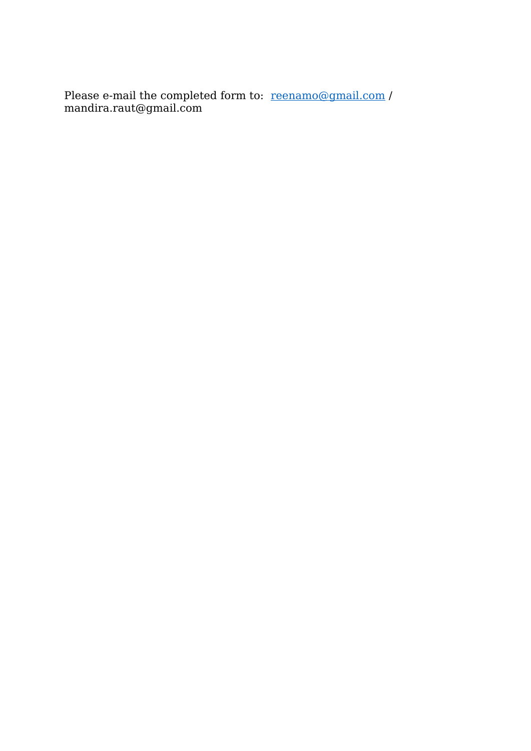Please e-mail the completed form to: [reenamo@gmail.com](mailto:reenamo@gmail.com) / mandira.raut@gmail.com